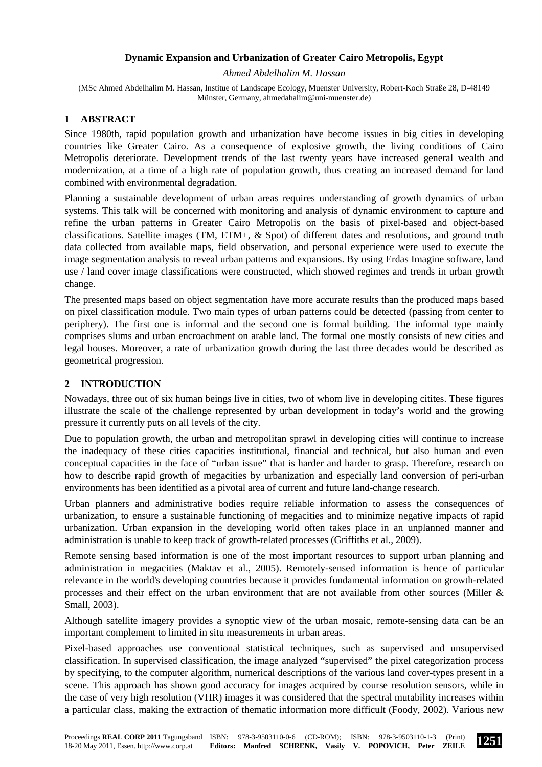# Dynamic Expansion and Urbanization of Greater Cairo Metropolis, Egypt

*Ahmed Abdelhalim M. Hassan*

(MSc Ahmed Abdelhalim M. Hassan, Institue of Landscape Ecology, Muenster University, Robert-Koch Straße 28, D-48149 Münster, Germany, ahmedahalim@uni-muenster.de)

## 1 ABSTRACT

Since 1980th, rapid population growth and urbanization have become issues in big cities in developing countries like Greater Cairo. As a consequence of explosive growth, the living conditions of Cairo Metropolis deteriorate. Development trends of the last twenty years have increased general wealth and modernization, at a time of a high rate of population growth, thus creating an increased demand for land combined with environmental degradation.

Planning a sustainable development of urban areas requires understanding of growth dynamics of urban systems. This talk will be concerned with monitoring and analysis of dynamic environment to capture and refine the urban patterns in Greater Cairo Metropolis on the basis of pixel-based and object-based classifications. Satellite images (TM, ETM+, & Spot) of different dates and resolutions, and ground truth data collected from available maps, field observation, and personal experience were used to execute the image segmentation analysis to reveal urban patterns and expansions. By using Erdas Imagine software, land use / land cover image classifications were constructed, which showed regimes and trends in urban growth change.

The presented maps based on object segmentation have more accurate results than the produced maps based on pixel classification module. Two main types of urban patterns could be detected (passing from center to periphery). The first one is informal and the second one is formal building. The informal type mainly comprises slums and urban encroachment on arable land. The formal one mostly consists of new cities and legal houses. Moreover, a rate of urbanization growth during the last three decades would be described as geometrical progression.

## 2 INTRODUCTION

Nowadays, three out of six human beings live in cities, two of whom live in developing citites. These figures illustrate the scale of the challenge represented by urban development in today's world and the growing pressure it currently puts on all levels of the city.

Due to population growth, the urban and metropolitan sprawl in developing cities will continue to increase the inadequacy of these cities capacities institutional, financial and technical, but also human and even conceptual capacities in the face of "urban issue" that is harder and harder to grasp. Therefore, research on how to describe rapid growth of megacities by urbanization and especially land conversion of peri-urban environments has been identified as a pivotal area of current and future land-change research.

Urban planners and administrative bodies require reliable information to assess the consequences of urbanization, to ensure a sustainable functioning of megacities and to minimize negative impacts of rapid urbanization. Urban expansion in the developing world often takes place in an unplanned manner and administration is unable to keep track of growth-related processes (Griffiths et al., 2009).

Remote sensing based information is one of the most important resources to support urban planning and administration in megacities (Maktav et al., 2005). Remotely-sensed information is hence of particular relevance in the world's developing countries because it provides fundamental information on growth-related processes and their effect on the urban environment that are not available from other sources (Miller & Small, 2003).

Although satellite imagery provides a synoptic view of the urban mosaic, remote-sensing data can be an important complement to limited in situ measurements in urban areas.

Pixel-based approaches use conventional statistical techniques, such as supervised and unsupervised classification. In supervised classification, the image analyzed "supervised" the pixel categorization process by specifying, to the computer algorithm, numerical descriptions of the various land cover-types present in a scene. This approach has shown good accuracy for images acquired by course resolution sensors, while in the case of very high resolution (VHR) images it was considered that the spectral mutability increases within a particular class, making the extraction of thematic information more difficult (Foody, 2002). Various new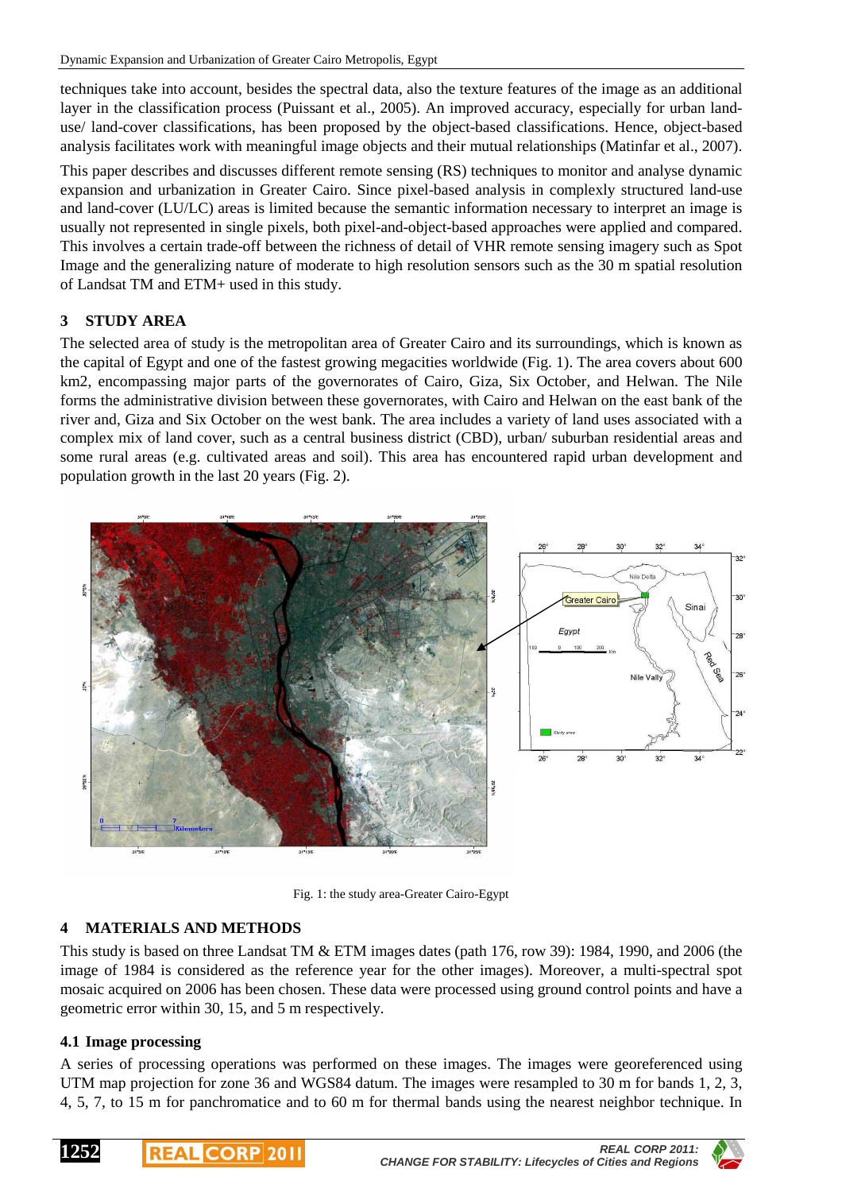techniques take into account, besides the spectral data, also the texture features of the image as an additional layer in the classification process (Puissant et al., 2005). An improved accuracy, especially for urban land-use/ land-cover classifications, has been proposed by the object-based classifications. Hence, object-based analysis facilitates work with meaningful image objects and their mutual relationships (Matinfar et al., 2007).

This paper describes and discusses different remote sensing (RS) techniques to monitor and analyse dynamic expansion and urbanization in Greater Cairo. Since pixel-based analysis in complexly structured land-use and land-cover (LU/LC) areas is limited because the semantic information necessary to interpret an image is usually not represented in single pixels, both pixel-and-object-based approaches were applied and compared. This involves a certain trade-off between the richness of detail of VHR remote sensing imagery such as Spot Image and the generalizing nature of moderate to high resolution sensors such as the 30 m spatial resolution of Landsat TM and ETM+ used in this study.

## 3 STUDY AREA

The selected area of study is the metropolitan area of Greater Cairo and its surroundings, which is known as the capital of Egypt and one of the fastest growing megacities worldwide (Fig. 1). The area covers about 600 km2, encompassing major parts of the governorates of Cairo, Giza, Six October, and Helwan. The Nile forms the administrative division between these governorates, with Cairo and Helwan on the east bank of the river and, Giza and Six October on the west bank. The area includes a variety of land uses associated with a complex mix of land cover, such as a central business district (CBD), urban/ suburban residential areas and some rural areas (e.g. cultivated areas and soil). This area has encountered rapid urban development and population growth in the last 20 years (Fig. 2).

Fig. 1: the study area-Greater Cairo-Egypt

## 4 MATERIALS AND METHODS

This study is based on three Landsat TM & ETM images dates (path 176, row 39): 1984, 1990, and 2006 (the image of 1984 is considered as the reference year for the other images). Moreover, a multi-spectral spot mosaic acquired on 2006 has been chosen. These data were processed using ground control points and have a geometric error within 30, 15, and 5 m respectively.

### 4.1 Image processing

A series of processing operations was performed on these images. The images were georeferenced using UTM map projection for zone 36 and WGS84 datum. The images were resampled to 30 m for bands 1, 2, 3, 4, 5, 7, to 15 m for panchromatice and to 60 m for thermal bands using the nearest neighbor technique. In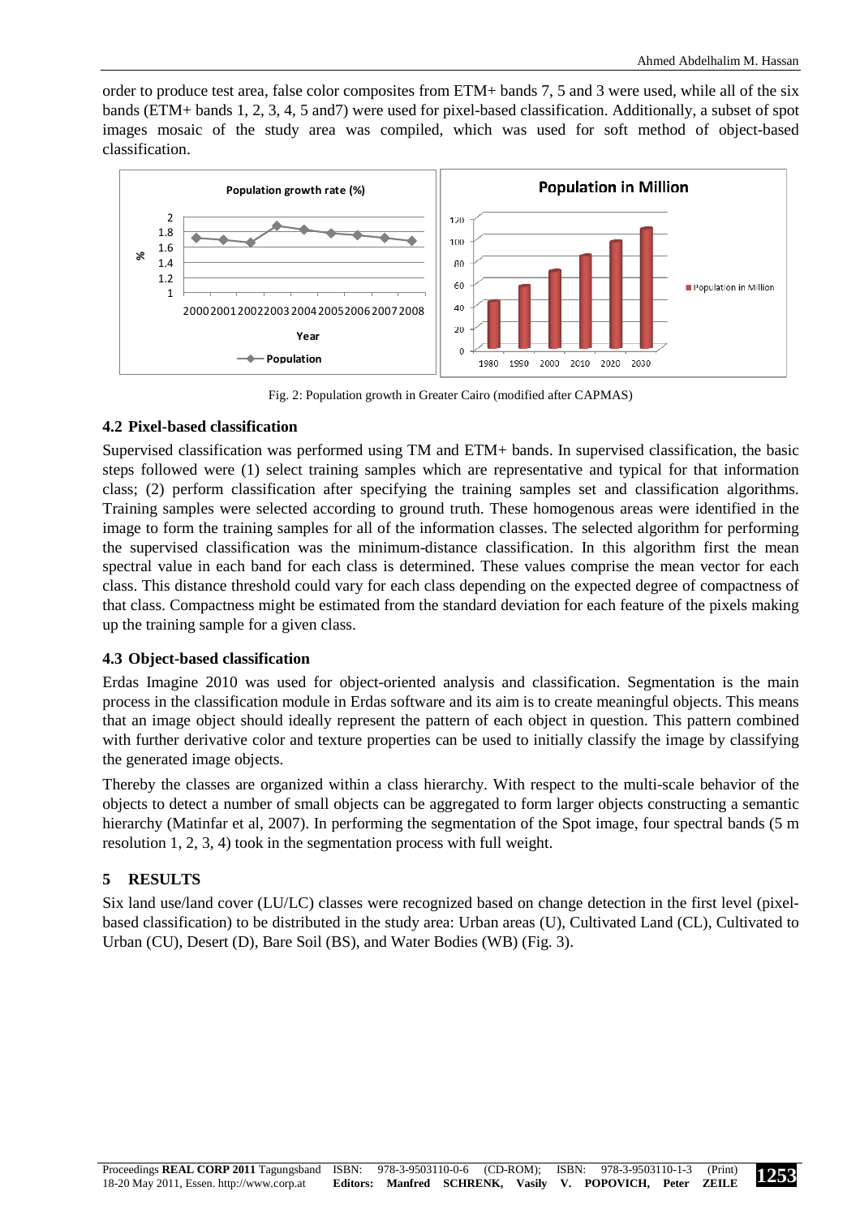order to produce test area, false color composites from ETM+ bands 7, 5 and 3 were used, while all of the six bands (ETM+ bands 1, 2, 3, 4, 5 and7) were used for pixel-based classification. Additionally, a subset of spot images mosaic of the study area was compiled, which was used for soft method of object-based classification.

Fig. 2: Population growth in Greater Cairo (modified after CAPMAS)

## 4.2 Pixel-based classification

Supervised classification was performed using TM and ETM+ bands. In supervised classification, the basic steps followed were (1) select training samples which are representative and typical for that information class; (2) perform classification after specifying the training samples set and classification algorithms. Training samples were selected according to ground truth. These homogenous areas were identified in the image to form the training samples for all of the information classes. The selected algorithm for performing the supervised classification was the minimum-distance classification. In this algorithm first the mean spectral value in each band for each class is determined. These values comprise the mean vector for each class. This distance threshold could vary for each class depending on the expected degree of compactness of that class. Compactness might be estimated from the standard deviation for each feature of the pixels making up the training sample for a given class.

## 4.3 Object-based classification

Erdas Imagine 2010 was used for object-oriented analysis and classification. Segmentation is the main process in the classification module in Erdas software and its aim is to create meaningful objects. This means that an image object should ideally represent the pattern of each object in question. This pattern combined with further derivative color and texture properties can be used to initially classify the image by classifying the generated image objects.

Thereby the classes are organized within a class hierarchy. With respect to the multi-scale behavior of the objects to detect a number of small objects can be aggregated to form larger objects constructing a semantic hierarchy (Matinfar et al, 2007). In performing the segmentation of the Spot image, four spectral bands (5 m resolution 1, 2, 3, 4) took in the segmentation process with full weight.

# 5 RESULTS

Six land use/land cover (LU/LC) classes were recognized based on change detection in the first level (pixel-based classification) to be distributed in the study area: Urban areas (U), Cultivated Land (CL), Cultivated to Urban (CU), Desert (D), Bare Soil (BS), and Water Bodies (WB) (Fig. 3).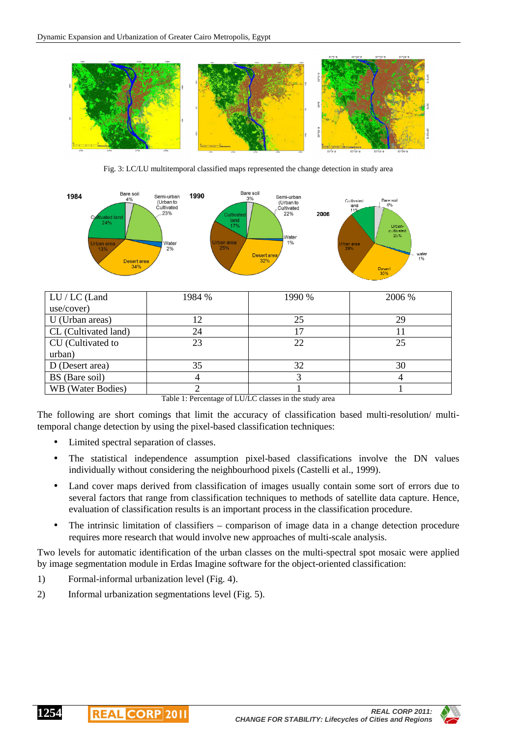Fig. 3: LC/LU multitemporal classified maps represented the change detection in study area

| LU / LC (Land use/cover) | 1984 % | 1990 % | 2006 % |
|---|---|---|---|
| U (Urban areas) | 12 | 25 | 29 |
| CL (Cultivated land) | 24 | 17 | 11 |
| CU (Cultivated to urban) | 23 | 22 | 25 |
| D (Desert area) | 35 | 32 | 30 |
| BS (Bare soil) | 4 | 3 | 4 |
| WB (Water Bodies) | 2 | 1 | 1 |

Table 1: Percentage of LU/LC classes in the study area

The following are short comings that limit the accuracy of classification based multi-resolution/ multi-temporal change detection by using the pixel-based classification techniques:

- Limited spectral separation of classes.
- The statistical independence assumption pixel-based classifications involve the DN values individually without considering the neighbourhood pixels (Castelli et al., 1999).
- Land cover maps derived from classification of images usually contain some sort of errors due to several factors that range from classification techniques to methods of satellite data capture. Hence, evaluation of classification results is an important process in the classification procedure.
- The intrinsic limitation of classifiers – comparison of image data in a change detection procedure requires more research that would involve new approaches of multi-scale analysis.

Two levels for automatic identification of the urban classes on the multi-spectral spot mosaic were applied by image segmentation module in Erdas Imagine software for the object-oriented classification:

1) Formal-informal urbanization level (Fig. 4).
2) Informal urbanization segmentations level (Fig. 5).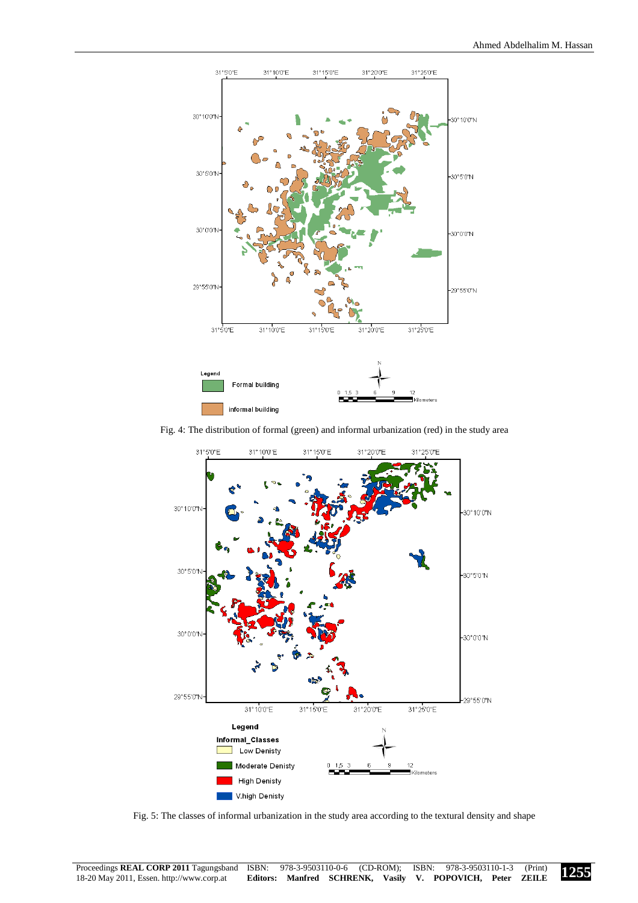Fig. 4: The distribution of formal (green) and informal urbanization (red) in the study area

Fig. 5: The classes of informal urbanization in the study area according to the textural density and shape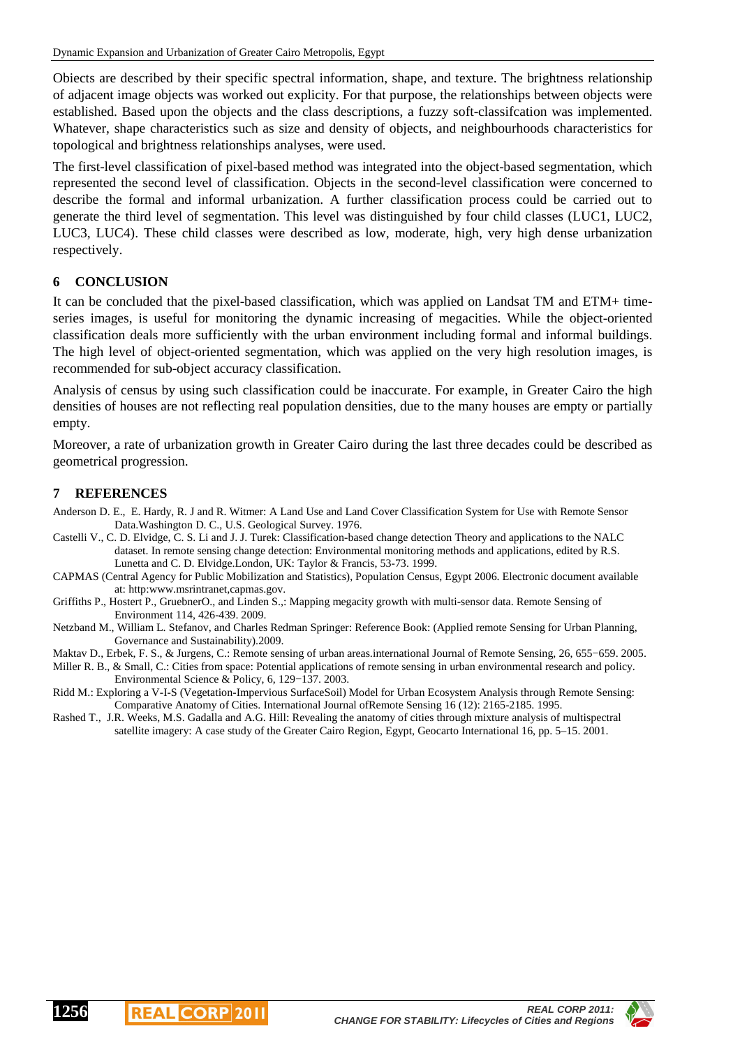Obiects are described by their specific spectral information, shape, and texture. The brightness relationship of adjacent image objects was worked out explicity. For that purpose, the relationships between objects were established. Based upon the objects and the class descriptions, a fuzzy soft-classifcation was implemented. Whatever, shape characteristics such as size and density of objects, and neighbourhoods characteristics for topological and brightness relationships analyses, were used.

The first-level classification of pixel-based method was integrated into the object-based segmentation, which represented the second level of classification. Objects in the second-level classification were concerned to describe the formal and informal urbanization. A further classification process could be carried out to generate the third level of segmentation. This level was distinguished by four child classes (LUC1, LUC2, LUC3, LUC4). These child classes were described as low, moderate, high, very high dense urbanization respectively.

## 6 CONCLUSION

It can be concluded that the pixel-based classification, which was applied on Landsat TM and ETM+ time-series images, is useful for monitoring the dynamic increasing of megacities. While the object-oriented classification deals more sufficiently with the urban environment including formal and informal buildings. The high level of object-oriented segmentation, which was applied on the very high resolution images, is recommended for sub-object accuracy classification.

Analysis of census by using such classification could be inaccurate. For example, in Greater Cairo the high densities of houses are not reflecting real population densities, due to the many houses are empty or partially empty.

Moreover, a rate of urbanization growth in Greater Cairo during the last three decades could be described as geometrical progression.

## 7 REFERENCES

Anderson D. E., E. Hardy, R. J and R. Witmer: A Land Use and Land Cover Classification System for Use with Remote Sensor Data.Washington D. C., U.S. Geological Survey. 1976.

Castelli V., C. D. Elvidge, C. S. Li and J. J. Turek: Classification-based change detection Theory and applications to the NALC dataset. In remote sensing change detection: Environmental monitoring methods and applications, edited by R.S. Lunetta and C. D. Elvidge.London, UK: Taylor & Francis, 53-73. 1999.

CAPMAS (Central Agency for Public Mobilization and Statistics), Population Census, Egypt 2006. Electronic document available at: http:www.msrintranet,capmas.gov.

Griffiths P., Hostert P., GruebnerO., and Linden S.,: Mapping megacity growth with multi-sensor data. Remote Sensing of Environment 114, 426-439. 2009.

Netzband M., William L. Stefanov, and Charles Redman Springer: Reference Book: (Applied remote Sensing for Urban Planning, Governance and Sustainability).2009.

Maktav D., Erbek, F. S., & Jurgens, C.: Remote sensing of urban areas.international Journal of Remote Sensing, 26, 655−659. 2005.

Miller R. B., & Small, C.: Cities from space: Potential applications of remote sensing in urban environmental research and policy. Environmental Science & Policy, 6, 129−137. 2003.

Ridd M.: Exploring a V-I-S (Vegetation-Impervious SurfaceSoil) Model for Urban Ecosystem Analysis through Remote Sensing: Comparative Anatomy of Cities. International Journal ofRemote Sensing 16 (12): 2165-2185. 1995.

Rashed T., J.R. Weeks, M.S. Gadalla and A.G. Hill: Revealing the anatomy of cities through mixture analysis of multispectral satellite imagery: A case study of the Greater Cairo Region, Egypt, Geocarto International 16, pp. 5–15. 2001.